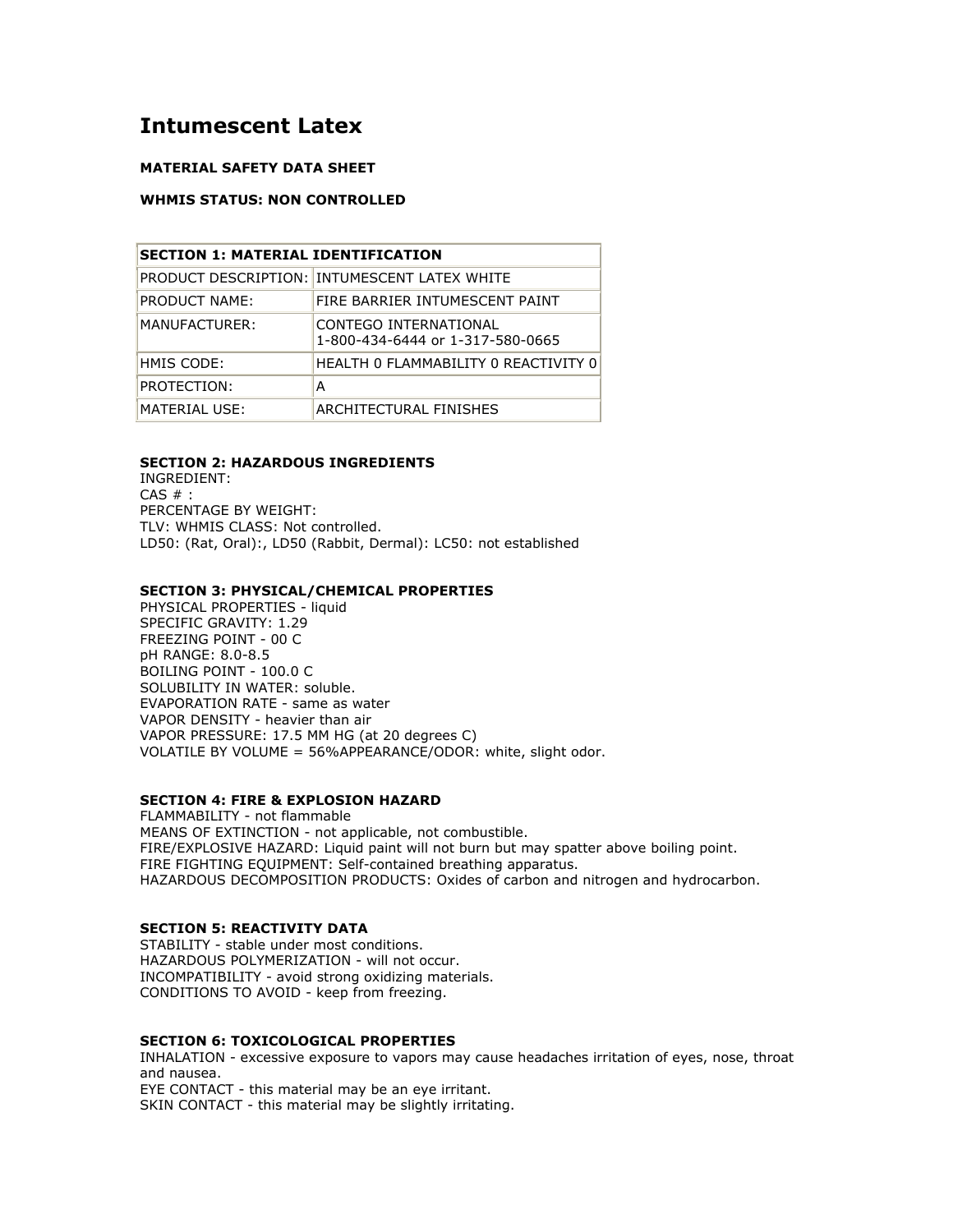# Intumescent Latex

**MATERIAL SAFETY DATA SHEET**

**WHMIS STATUS: NON CONTROLLED**

| **SECTION 1: MATERIAL IDENTIFICATION** | |
|---|---|
| PRODUCT DESCRIPTION: | INTUMESCENT LATEX WHITE |
| PRODUCT NAME: | FIRE BARRIER INTUMESCENT PAINT |
| MANUFACTURER: | CONTEGO INTERNATIONAL<br>1-800-434-6444 or 1-317-580-0665 |
| HMIS CODE: | HEALTH 0 FLAMMABILITY 0 REACTIVITY 0 |
| PROTECTION: | A |
| MATERIAL USE: | ARCHITECTURAL FINISHES |

**SECTION 2: HAZARDOUS INGREDIENTS**

INGREDIENT:
CAS # :
PERCENTAGE BY WEIGHT:
TLV: WHMIS CLASS: Not controlled.
LD50: (Rat, Oral):, LD50 (Rabbit, Dermal): LC50: not established

**SECTION 3: PHYSICAL/CHEMICAL PROPERTIES**

PHYSICAL PROPERTIES - liquid
SPECIFIC GRAVITY: 1.29
FREEZING POINT - 00 C
pH RANGE: 8.0-8.5
BOILING POINT - 100.0 C
SOLUBILITY IN WATER: soluble.
EVAPORATION RATE - same as water
VAPOR DENSITY - heavier than air
VAPOR PRESSURE: 17.5 MM HG (at 20 degrees C)
VOLATILE BY VOLUME = 56%APPEARANCE/ODOR: white, slight odor.

**SECTION 4: FIRE & EXPLOSION HAZARD**

FLAMMABILITY - not flammable
MEANS OF EXTINCTION - not applicable, not combustible.
FIRE/EXPLOSIVE HAZARD: Liquid paint will not burn but may spatter above boiling point.
FIRE FIGHTING EQUIPMENT: Self-contained breathing apparatus.
HAZARDOUS DECOMPOSITION PRODUCTS: Oxides of carbon and nitrogen and hydrocarbon.

**SECTION 5: REACTIVITY DATA**

STABILITY - stable under most conditions.
HAZARDOUS POLYMERIZATION - will not occur.
INCOMPATIBILITY - avoid strong oxidizing materials.
CONDITIONS TO AVOID - keep from freezing.

**SECTION 6: TOXICOLOGICAL PROPERTIES**

INHALATION - excessive exposure to vapors may cause headaches irritation of eyes, nose, throat and nausea.
EYE CONTACT - this material may be an eye irritant.
SKIN CONTACT - this material may be slightly irritating.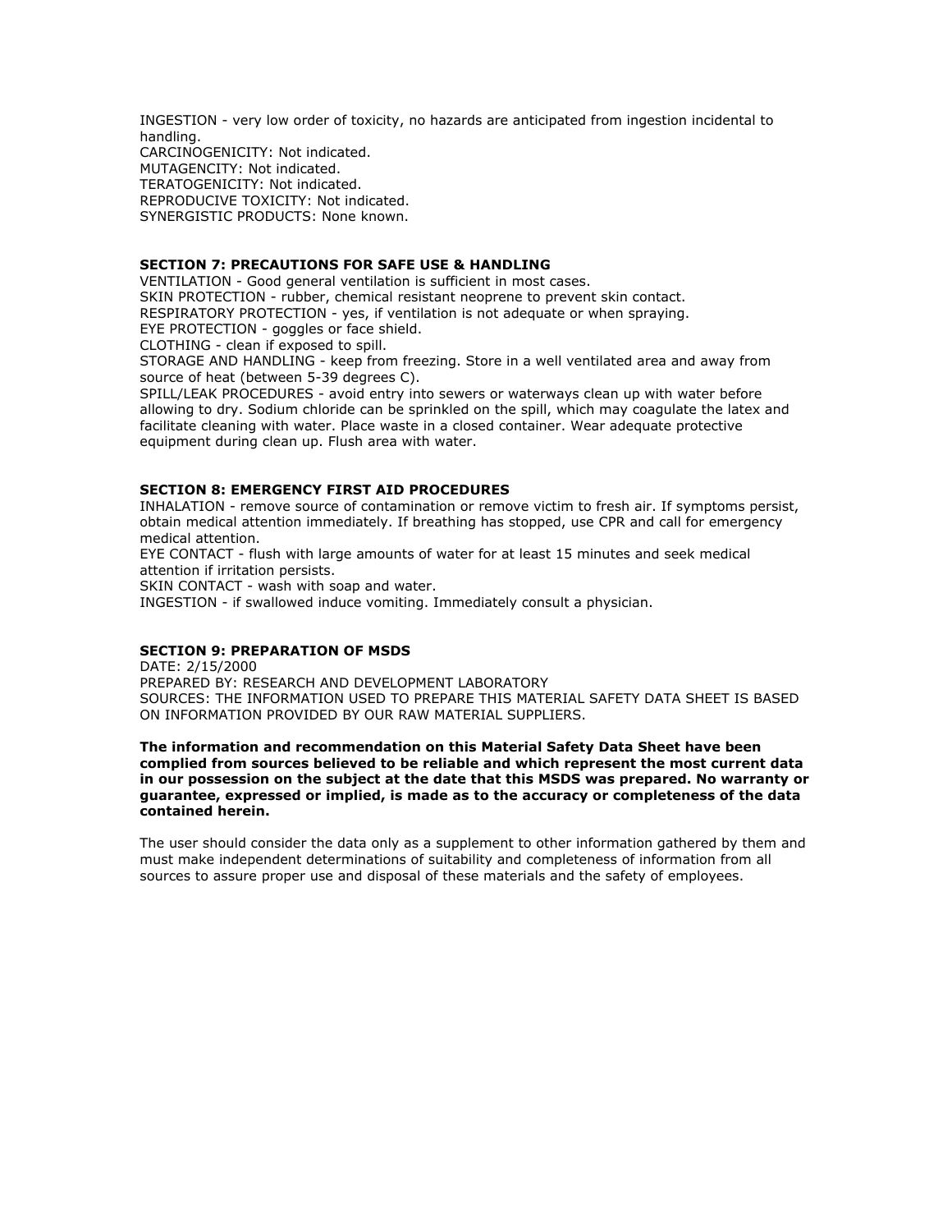INGESTION - very low order of toxicity, no hazards are anticipated from ingestion incidental to handling.
CARCINOGENICITY: Not indicated.
MUTAGENCITY: Not indicated.
TERATOGENICITY: Not indicated.
REPRODUCIVE TOXICITY: Not indicated.
SYNERGISTIC PRODUCTS: None known.

**SECTION 7: PRECAUTIONS FOR SAFE USE & HANDLING**
VENTILATION - Good general ventilation is sufficient in most cases.
SKIN PROTECTION - rubber, chemical resistant neoprene to prevent skin contact.
RESPIRATORY PROTECTION - yes, if ventilation is not adequate or when spraying.
EYE PROTECTION - goggles or face shield.
CLOTHING - clean if exposed to spill.
STORAGE AND HANDLING - keep from freezing. Store in a well ventilated area and away from source of heat (between 5-39 degrees C).
SPILL/LEAK PROCEDURES - avoid entry into sewers or waterways clean up with water before allowing to dry. Sodium chloride can be sprinkled on the spill, which may coagulate the latex and facilitate cleaning with water. Place waste in a closed container. Wear adequate protective equipment during clean up. Flush area with water.

**SECTION 8: EMERGENCY FIRST AID PROCEDURES**
INHALATION - remove source of contamination or remove victim to fresh air. If symptoms persist, obtain medical attention immediately. If breathing has stopped, use CPR and call for emergency medical attention.
EYE CONTACT - flush with large amounts of water for at least 15 minutes and seek medical attention if irritation persists.
SKIN CONTACT - wash with soap and water.
INGESTION - if swallowed induce vomiting. Immediately consult a physician.

**SECTION 9: PREPARATION OF MSDS**
DATE: 2/15/2000
PREPARED BY: RESEARCH AND DEVELOPMENT LABORATORY
SOURCES: THE INFORMATION USED TO PREPARE THIS MATERIAL SAFETY DATA SHEET IS BASED ON INFORMATION PROVIDED BY OUR RAW MATERIAL SUPPLIERS.

**The information and recommendation on this Material Safety Data Sheet have been complied from sources believed to be reliable and which represent the most current data in our possession on the subject at the date that this MSDS was prepared. No warranty or guarantee, expressed or implied, is made as to the accuracy or completeness of the data contained herein.**

The user should consider the data only as a supplement to other information gathered by them and must make independent determinations of suitability and completeness of information from all sources to assure proper use and disposal of these materials and the safety of employees.